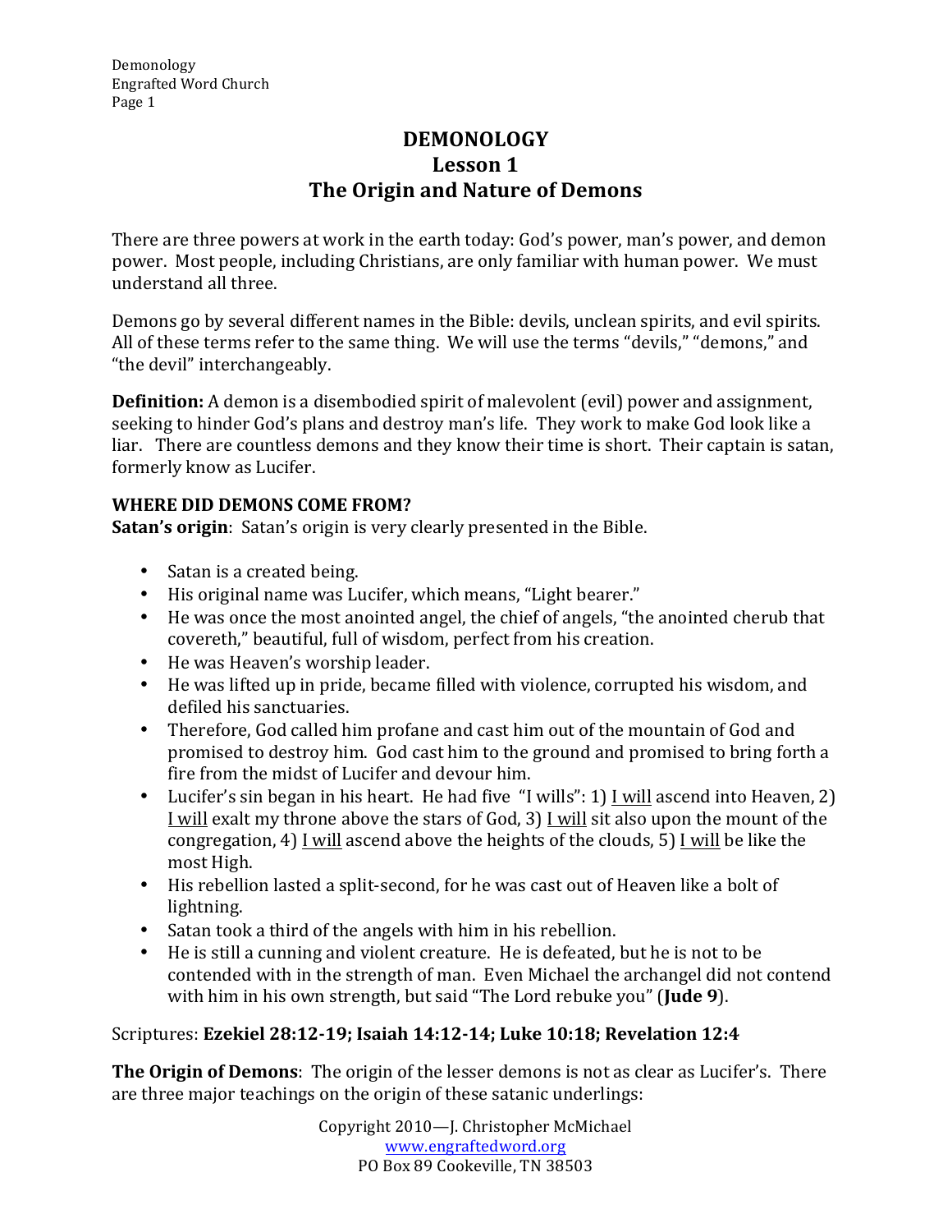# DEMONOLOGY
## Lesson 1
## The Origin and Nature of Demons

There are three powers at work in the earth today: God's power, man's power, and demon power. Most people, including Christians, are only familiar with human power. We must understand all three.

Demons go by several different names in the Bible: devils, unclean spirits, and evil spirits. All of these terms refer to the same thing. We will use the terms "devils," "demons," and "the devil" interchangeably.

**Definition:** A demon is a disembodied spirit of malevolent (evil) power and assignment, seeking to hinder God's plans and destroy man's life. They work to make God look like a liar. There are countless demons and they know their time is short. Their captain is satan, formerly know as Lucifer.

**WHERE DID DEMONS COME FROM?**

**Satan's origin**: Satan's origin is very clearly presented in the Bible.

- Satan is a created being.
- His original name was Lucifer, which means, "Light bearer."
- He was once the most anointed angel, the chief of angels, "the anointed cherub that covereth," beautiful, full of wisdom, perfect from his creation.
- He was Heaven's worship leader.
- He was lifted up in pride, became filled with violence, corrupted his wisdom, and defiled his sanctuaries.
- Therefore, God called him profane and cast him out of the mountain of God and promised to destroy him. God cast him to the ground and promised to bring forth a fire from the midst of Lucifer and devour him.
- Lucifer's sin began in his heart. He had five "I wills": 1) <u>I will</u> ascend into Heaven, 2) <u>I will</u> exalt my throne above the stars of God, 3) <u>I will</u> sit also upon the mount of the congregation, 4) <u>I will</u> ascend above the heights of the clouds, 5) <u>I will</u> be like the most High.
- His rebellion lasted a split-second, for he was cast out of Heaven like a bolt of lightning.
- Satan took a third of the angels with him in his rebellion.
- He is still a cunning and violent creature. He is defeated, but he is not to be contended with in the strength of man. Even Michael the archangel did not contend with him in his own strength, but said "The Lord rebuke you" (**Jude 9**).

Scriptures: **Ezekiel 28:12-19; Isaiah 14:12-14; Luke 10:18; Revelation 12:4**

**The Origin of Demons**: The origin of the lesser demons is not as clear as Lucifer's. There are three major teachings on the origin of these satanic underlings: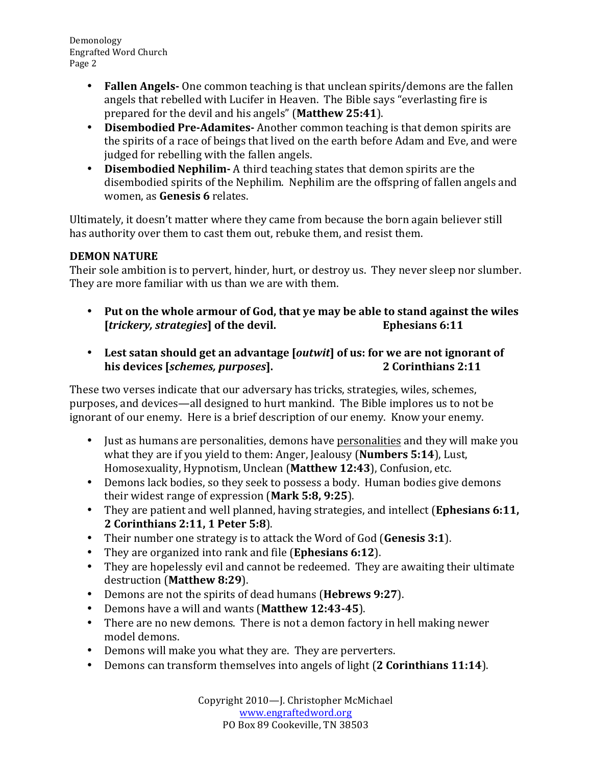- **Fallen Angels-** One common teaching is that unclean spirits/demons are the fallen angels that rebelled with Lucifer in Heaven. The Bible says "everlasting fire is prepared for the devil and his angels" (**Matthew 25:41**).
- **Disembodied Pre-Adamites-** Another common teaching is that demon spirits are the spirits of a race of beings that lived on the earth before Adam and Eve, and were judged for rebelling with the fallen angels.
- **Disembodied Nephilim-** A third teaching states that demon spirits are the disembodied spirits of the Nephilim. Nephilim are the offspring of fallen angels and women, as **Genesis 6** relates.

Ultimately, it doesn't matter where they came from because the born again believer still has authority over them to cast them out, rebuke them, and resist them.

**DEMON NATURE**

Their sole ambition is to pervert, hinder, hurt, or destroy us. They never sleep nor slumber. They are more familiar with us than we are with them.

- **Put on the whole armour of God, that ye may be able to stand against the wiles [*trickery, strategies*] of the devil. Ephesians 6:11**
- **Lest satan should get an advantage [*outwit*] of us: for we are not ignorant of his devices [*schemes, purposes*]. 2 Corinthians 2:11**

These two verses indicate that our adversary has tricks, strategies, wiles, schemes, purposes, and devices—all designed to hurt mankind. The Bible implores us to not be ignorant of our enemy. Here is a brief description of our enemy. Know your enemy.

- Just as humans are personalities, demons have <u>personalities</u> and they will make you what they are if you yield to them: Anger, Jealousy (**Numbers 5:14**), Lust, Homosexuality, Hypnotism, Unclean (**Matthew 12:43**), Confusion, etc.
- Demons lack bodies, so they seek to possess a body. Human bodies give demons their widest range of expression (**Mark 5:8, 9:25**).
- They are patient and well planned, having strategies, and intellect (**Ephesians 6:11, 2 Corinthians 2:11, 1 Peter 5:8**).
- Their number one strategy is to attack the Word of God (**Genesis 3:1**).
- They are organized into rank and file (**Ephesians 6:12**).
- They are hopelessly evil and cannot be redeemed. They are awaiting their ultimate destruction (**Matthew 8:29**).
- Demons are not the spirits of dead humans (**Hebrews 9:27**).
- Demons have a will and wants (**Matthew 12:43-45**).
- There are no new demons. There is not a demon factory in hell making newer model demons.
- Demons will make you what they are. They are perverters.
- Demons can transform themselves into angels of light (**2 Corinthians 11:14**).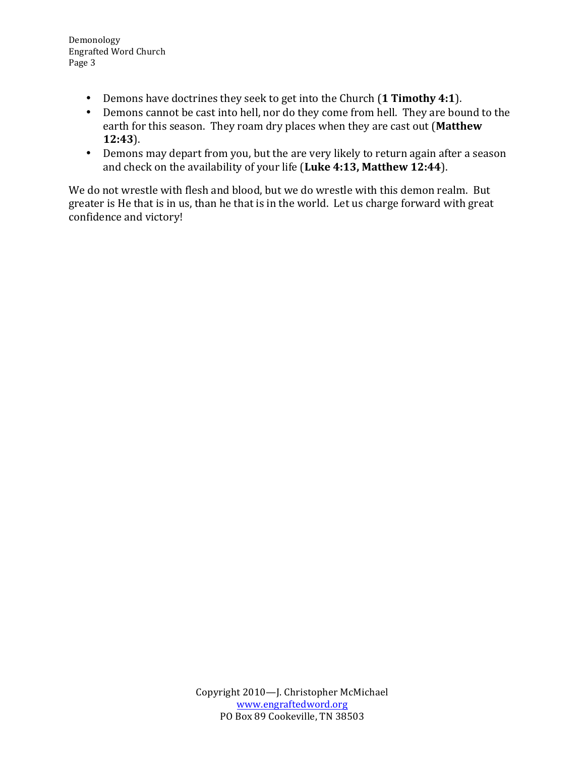- Demons have doctrines they seek to get into the Church (**1 Timothy 4:1**).
- Demons cannot be cast into hell, nor do they come from hell. They are bound to the earth for this season. They roam dry places when they are cast out (**Matthew 12:43**).
- Demons may depart from you, but the are very likely to return again after a season and check on the availability of your life (**Luke 4:13, Matthew 12:44**).

We do not wrestle with flesh and blood, but we do wrestle with this demon realm. But greater is He that is in us, than he that is in the world. Let us charge forward with great confidence and victory!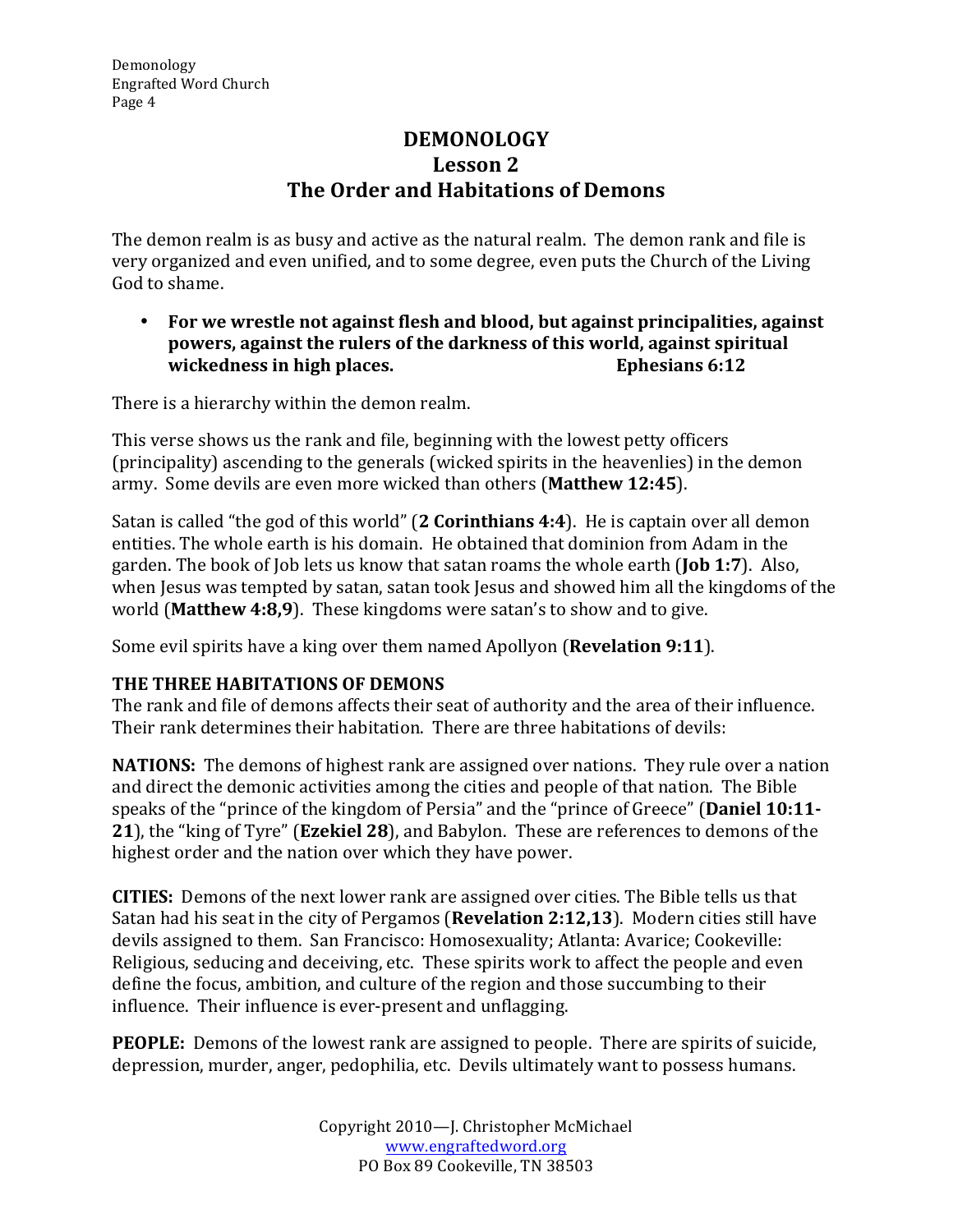# DEMONOLOGY
## Lesson 2
## The Order and Habitations of Demons

The demon realm is as busy and active as the natural realm. The demon rank and file is very organized and even unified, and to some degree, even puts the Church of the Living God to shame.

- **For we wrestle not against flesh and blood, but against principalities, against powers, against the rulers of the darkness of this world, against spiritual wickedness in high places. Ephesians 6:12**

There is a hierarchy within the demon realm.

This verse shows us the rank and file, beginning with the lowest petty officers (principality) ascending to the generals (wicked spirits in the heavenlies) in the demon army. Some devils are even more wicked than others (**Matthew 12:45**).

Satan is called "the god of this world" (**2 Corinthians 4:4**). He is captain over all demon entities. The whole earth is his domain. He obtained that dominion from Adam in the garden. The book of Job lets us know that satan roams the whole earth (**Job 1:7**). Also, when Jesus was tempted by satan, satan took Jesus and showed him all the kingdoms of the world (**Matthew 4:8,9**). These kingdoms were satan's to show and to give.

Some evil spirits have a king over them named Apollyon (**Revelation 9:11**).

**THE THREE HABITATIONS OF DEMONS**

The rank and file of demons affects their seat of authority and the area of their influence. Their rank determines their habitation. There are three habitations of devils:

**NATIONS:** The demons of highest rank are assigned over nations. They rule over a nation and direct the demonic activities among the cities and people of that nation. The Bible speaks of the "prince of the kingdom of Persia" and the "prince of Greece" (**Daniel 10:11-21**), the "king of Tyre" (**Ezekiel 28**), and Babylon. These are references to demons of the highest order and the nation over which they have power.

**CITIES:** Demons of the next lower rank are assigned over cities. The Bible tells us that Satan had his seat in the city of Pergamos (**Revelation 2:12,13**). Modern cities still have devils assigned to them. San Francisco: Homosexuality; Atlanta: Avarice; Cookeville: Religious, seducing and deceiving, etc. These spirits work to affect the people and even define the focus, ambition, and culture of the region and those succumbing to their influence. Their influence is ever-present and unflagging.

**PEOPLE:** Demons of the lowest rank are assigned to people. There are spirits of suicide, depression, murder, anger, pedophilia, etc. Devils ultimately want to possess humans.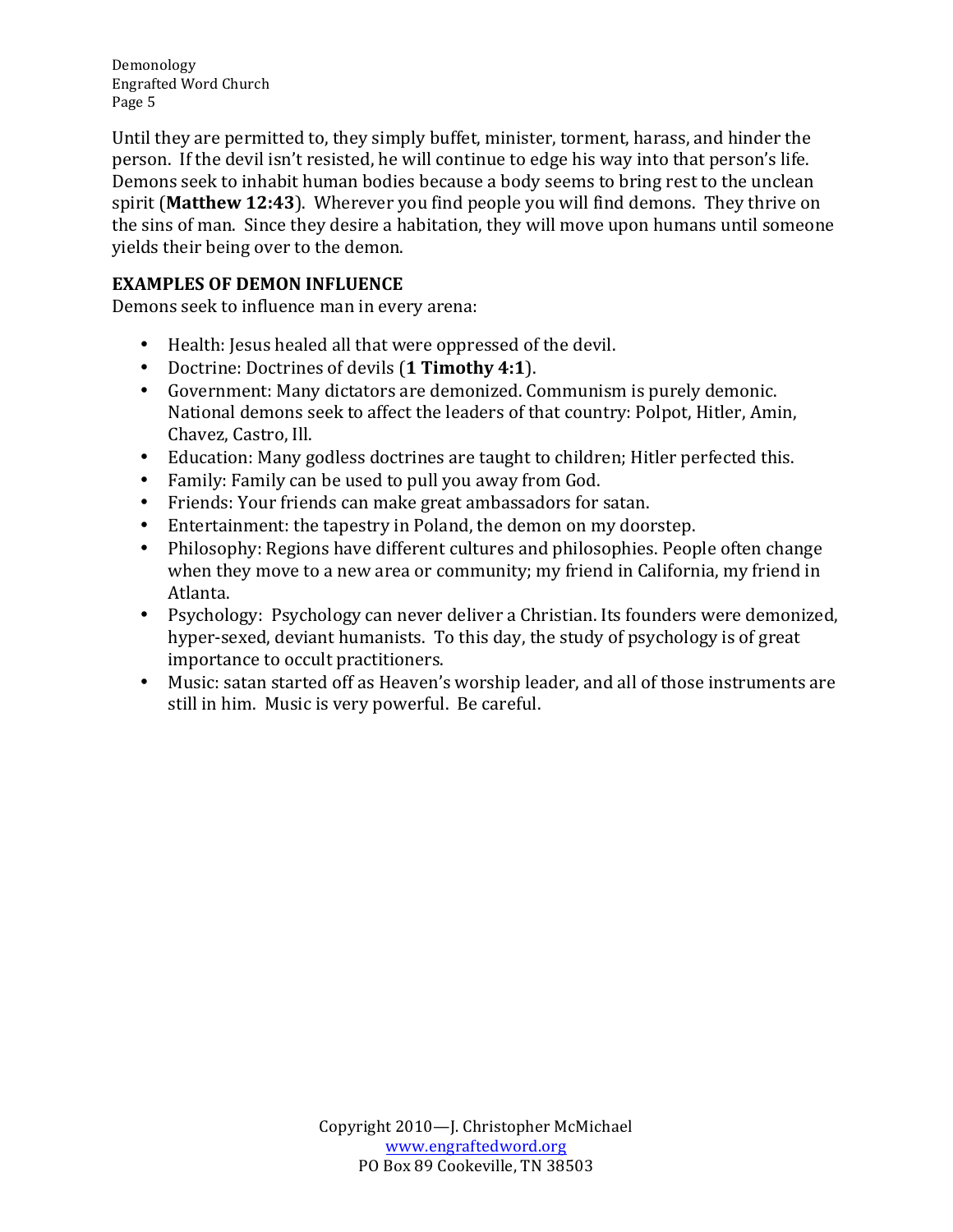Until they are permitted to, they simply buffet, minister, torment, harass, and hinder the person. If the devil isn't resisted, he will continue to edge his way into that person's life. Demons seek to inhabit human bodies because a body seems to bring rest to the unclean spirit (**Matthew 12:43**). Wherever you find people you will find demons. They thrive on the sins of man. Since they desire a habitation, they will move upon humans until someone yields their being over to the demon.

**EXAMPLES OF DEMON INFLUENCE**

Demons seek to influence man in every arena:

- Health: Jesus healed all that were oppressed of the devil.
- Doctrine: Doctrines of devils (**1 Timothy 4:1**).
- Government: Many dictators are demonized. Communism is purely demonic. National demons seek to affect the leaders of that country: Polpot, Hitler, Amin, Chavez, Castro, Ill.
- Education: Many godless doctrines are taught to children; Hitler perfected this.
- Family: Family can be used to pull you away from God.
- Friends: Your friends can make great ambassadors for satan.
- Entertainment: the tapestry in Poland, the demon on my doorstep.
- Philosophy: Regions have different cultures and philosophies. People often change when they move to a new area or community; my friend in California, my friend in Atlanta.
- Psychology: Psychology can never deliver a Christian. Its founders were demonized, hyper-sexed, deviant humanists. To this day, the study of psychology is of great importance to occult practitioners.
- Music: satan started off as Heaven's worship leader, and all of those instruments are still in him. Music is very powerful. Be careful.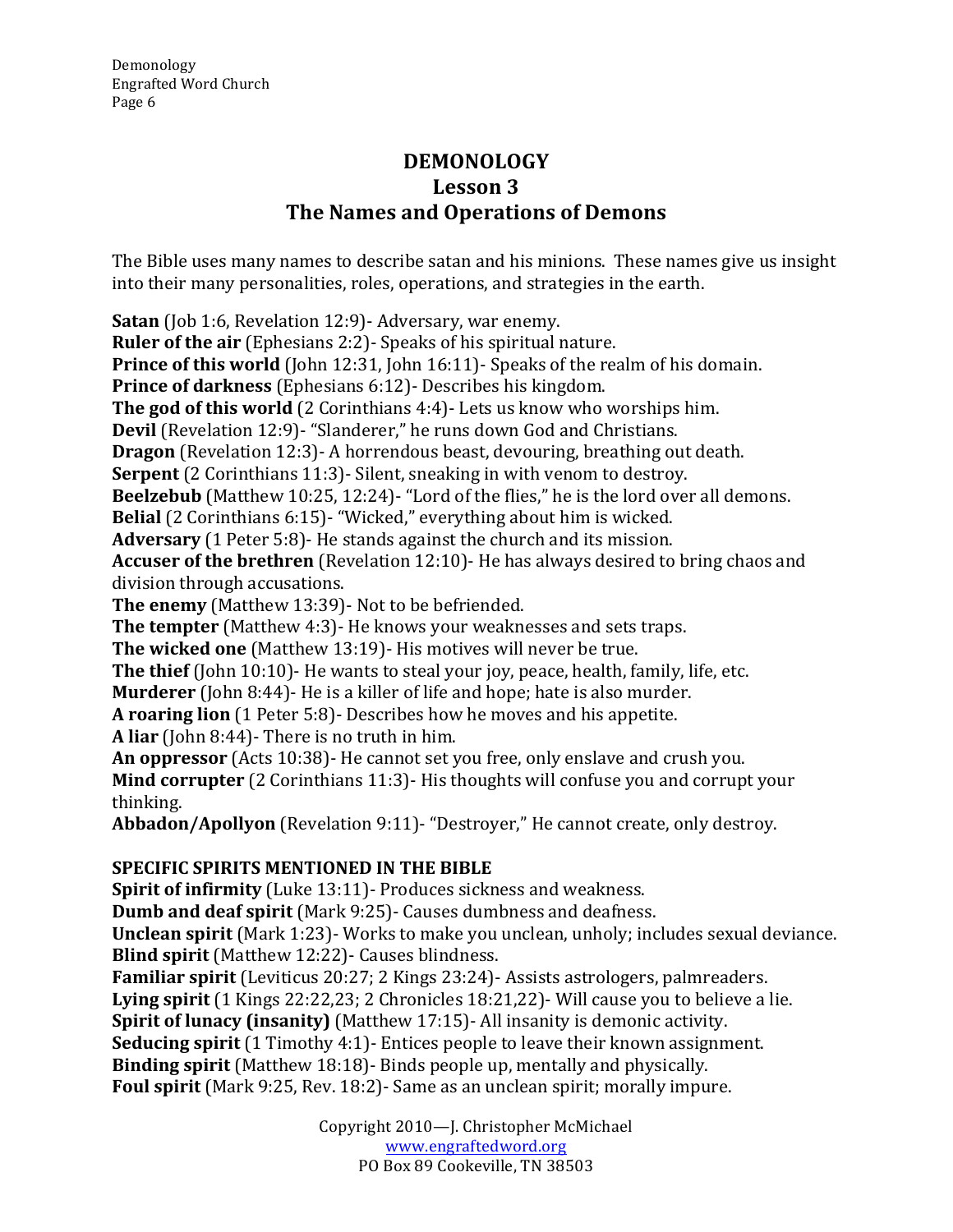# DEMONOLOGY
## Lesson 3
## The Names and Operations of Demons

The Bible uses many names to describe satan and his minions. These names give us insight into their many personalities, roles, operations, and strategies in the earth.

**Satan** (Job 1:6, Revelation 12:9)- Adversary, war enemy.
**Ruler of the air** (Ephesians 2:2)- Speaks of his spiritual nature.
**Prince of this world** (John 12:31, John 16:11)- Speaks of the realm of his domain.
**Prince of darkness** (Ephesians 6:12)- Describes his kingdom.
**The god of this world** (2 Corinthians 4:4)- Lets us know who worships him.
**Devil** (Revelation 12:9)- "Slanderer," he runs down God and Christians.
**Dragon** (Revelation 12:3)- A horrendous beast, devouring, breathing out death.
**Serpent** (2 Corinthians 11:3)- Silent, sneaking in with venom to destroy.
**Beelzebub** (Matthew 10:25, 12:24)- "Lord of the flies," he is the lord over all demons.
**Belial** (2 Corinthians 6:15)- "Wicked," everything about him is wicked.
**Adversary** (1 Peter 5:8)- He stands against the church and its mission.
**Accuser of the brethren** (Revelation 12:10)- He has always desired to bring chaos and division through accusations.
**The enemy** (Matthew 13:39)- Not to be befriended.
**The tempter** (Matthew 4:3)- He knows your weaknesses and sets traps.
**The wicked one** (Matthew 13:19)- His motives will never be true.
**The thief** (John 10:10)- He wants to steal your joy, peace, health, family, life, etc.
**Murderer** (John 8:44)- He is a killer of life and hope; hate is also murder.
**A roaring lion** (1 Peter 5:8)- Describes how he moves and his appetite.
**A liar** (John 8:44)- There is no truth in him.
**An oppressor** (Acts 10:38)- He cannot set you free, only enslave and crush you.
**Mind corrupter** (2 Corinthians 11:3)- His thoughts will confuse you and corrupt your thinking.
**Abbadon/Apollyon** (Revelation 9:11)- "Destroyer," He cannot create, only destroy.

**SPECIFIC SPIRITS MENTIONED IN THE BIBLE**

**Spirit of infirmity** (Luke 13:11)- Produces sickness and weakness.
**Dumb and deaf spirit** (Mark 9:25)- Causes dumbness and deafness.
**Unclean spirit** (Mark 1:23)- Works to make you unclean, unholy; includes sexual deviance.
**Blind spirit** (Matthew 12:22)- Causes blindness.
**Familiar spirit** (Leviticus 20:27; 2 Kings 23:24)- Assists astrologers, palmreaders.
**Lying spirit** (1 Kings 22:22,23; 2 Chronicles 18:21,22)- Will cause you to believe a lie.
**Spirit of lunacy (insanity)** (Matthew 17:15)- All insanity is demonic activity.
**Seducing spirit** (1 Timothy 4:1)- Entices people to leave their known assignment.
**Binding spirit** (Matthew 18:18)- Binds people up, mentally and physically.
**Foul spirit** (Mark 9:25, Rev. 18:2)- Same as an unclean spirit; morally impure.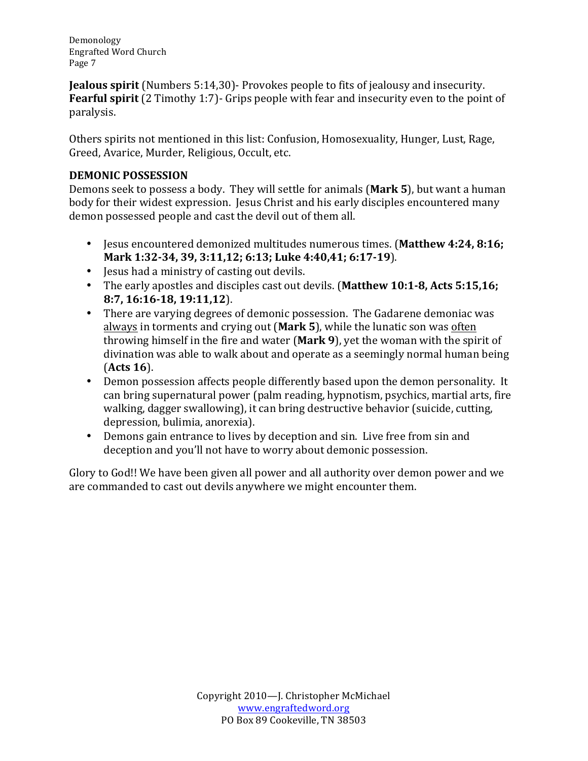**Jealous spirit** (Numbers 5:14,30)- Provokes people to fits of jealousy and insecurity.
**Fearful spirit** (2 Timothy 1:7)- Grips people with fear and insecurity even to the point of paralysis.

Others spirits not mentioned in this list: Confusion, Homosexuality, Hunger, Lust, Rage, Greed, Avarice, Murder, Religious, Occult, etc.

**DEMONIC POSSESSION**

Demons seek to possess a body. They will settle for animals (**Mark 5**), but want a human body for their widest expression. Jesus Christ and his early disciples encountered many demon possessed people and cast the devil out of them all.

- Jesus encountered demonized multitudes numerous times. (**Matthew 4:24, 8:16; Mark 1:32-34, 39, 3:11,12; 6:13; Luke 4:40,41; 6:17-19**).
- Jesus had a ministry of casting out devils.
- The early apostles and disciples cast out devils. (**Matthew 10:1-8, Acts 5:15,16; 8:7, 16:16-18, 19:11,12**).
- There are varying degrees of demonic possession. The Gadarene demoniac was <u>always</u> in torments and crying out (**Mark 5**), while the lunatic son was <u>often</u> throwing himself in the fire and water (**Mark 9**), yet the woman with the spirit of divination was able to walk about and operate as a seemingly normal human being (**Acts 16**).
- Demon possession affects people differently based upon the demon personality. It can bring supernatural power (palm reading, hypnotism, psychics, martial arts, fire walking, dagger swallowing), it can bring destructive behavior (suicide, cutting, depression, bulimia, anorexia).
- Demons gain entrance to lives by deception and sin. Live free from sin and deception and you'll not have to worry about demonic possession.

Glory to God!! We have been given all power and all authority over demon power and we are commanded to cast out devils anywhere we might encounter them.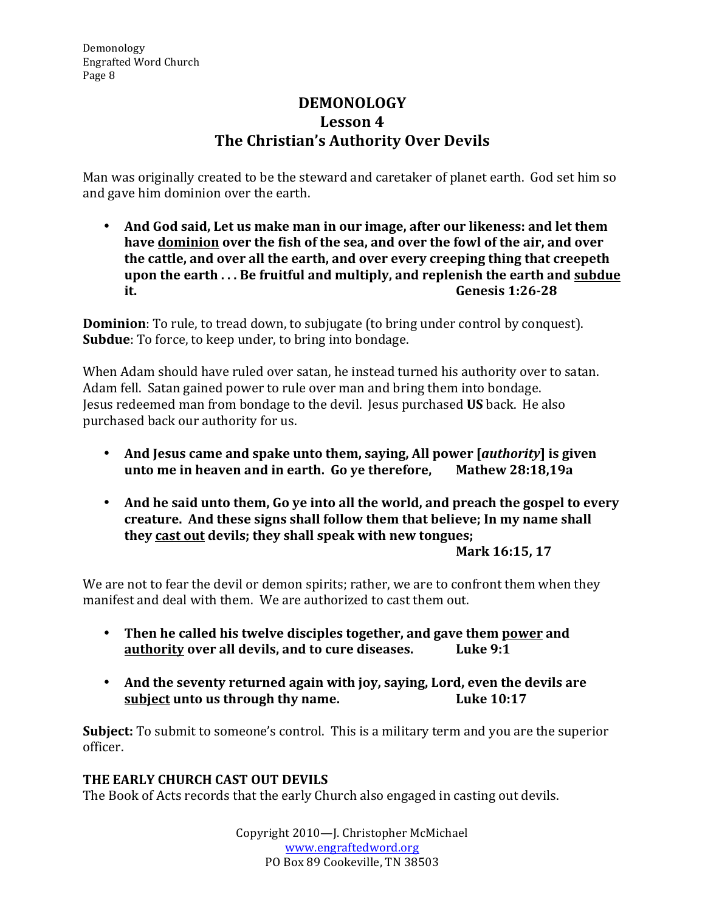# DEMONOLOGY
## Lesson 4
## The Christian's Authority Over Devils

Man was originally created to be the steward and caretaker of planet earth. God set him so and gave him dominion over the earth.

- **And God said, Let us make man in our image, after our likeness: and let them have <u>dominion</u> over the fish of the sea, and over the fowl of the air, and over the cattle, and over all the earth, and over every creeping thing that creepeth upon the earth . . . Be fruitful and multiply, and replenish the earth and <u>subdue</u> it. Genesis 1:26-28**

**Dominion**: To rule, to tread down, to subjugate (to bring under control by conquest).
**Subdue**: To force, to keep under, to bring into bondage.

When Adam should have ruled over satan, he instead turned his authority over to satan. Adam fell. Satan gained power to rule over man and bring them into bondage. Jesus redeemed man from bondage to the devil. Jesus purchased **US** back. He also purchased back our authority for us.

- **And Jesus came and spake unto them, saying, All power [*authority*] is given unto me in heaven and in earth. Go ye therefore, Mathew 28:18,19a**

- **And he said unto them, Go ye into all the world, and preach the gospel to every creature. And these signs shall follow them that believe; In my name shall they <u>cast out</u> devils; they shall speak with new tongues; Mark 16:15, 17**

We are not to fear the devil or demon spirits; rather, we are to confront them when they manifest and deal with them. We are authorized to cast them out.

- **Then he called his twelve disciples together, and gave them <u>power</u> and <u>authority</u> over all devils, and to cure diseases. Luke 9:1**

- **And the seventy returned again with joy, saying, Lord, even the devils are <u>subject</u> unto us through thy name. Luke 10:17**

**Subject:** To submit to someone's control. This is a military term and you are the superior officer.

### THE EARLY CHURCH CAST OUT DEVILS

The Book of Acts records that the early Church also engaged in casting out devils.

Copyright 2010—J. Christopher McMichael
www.engraftedword.org
PO Box 89 Cookeville, TN 38503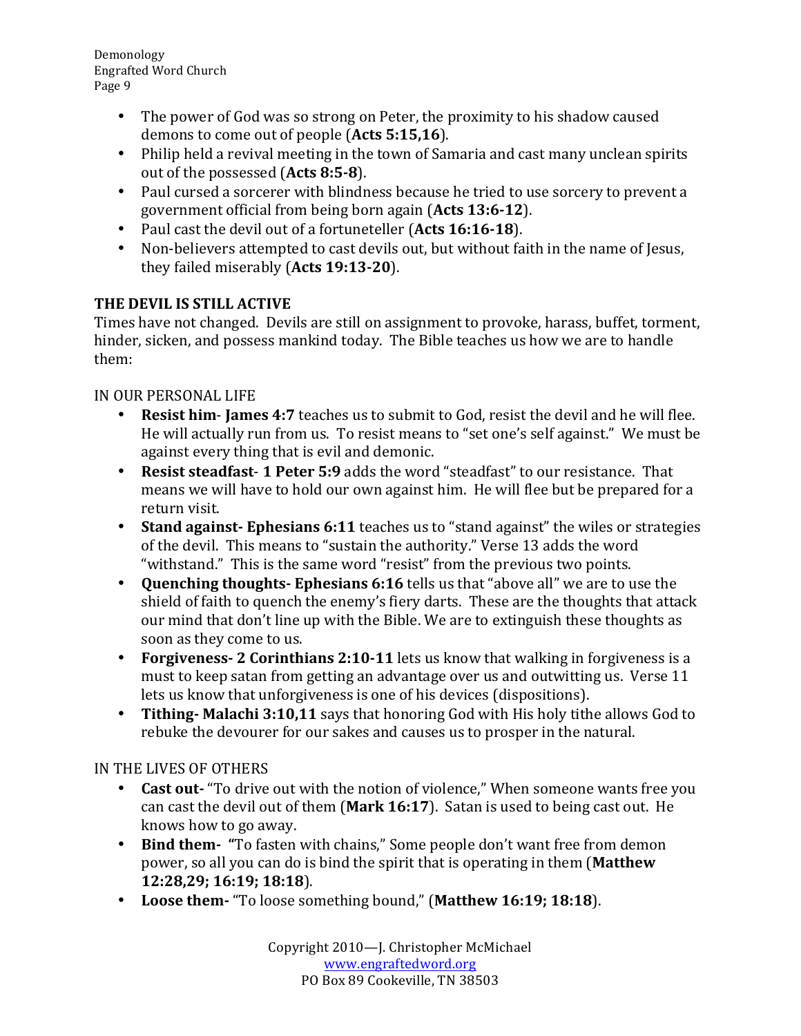- The power of God was so strong on Peter, the proximity to his shadow caused demons to come out of people (**Acts 5:15,16**).
- Philip held a revival meeting in the town of Samaria and cast many unclean spirits out of the possessed (**Acts 8:5-8**).
- Paul cursed a sorcerer with blindness because he tried to use sorcery to prevent a government official from being born again (**Acts 13:6-12**).
- Paul cast the devil out of a fortuneteller (**Acts 16:16-18**).
- Non-believers attempted to cast devils out, but without faith in the name of Jesus, they failed miserably (**Acts 19:13-20**).

**THE DEVIL IS STILL ACTIVE**

Times have not changed. Devils are still on assignment to provoke, harass, buffet, torment, hinder, sicken, and possess mankind today. The Bible teaches us how we are to handle them:

IN OUR PERSONAL LIFE

- **Resist him**- **James 4:7** teaches us to submit to God, resist the devil and he will flee. He will actually run from us. To resist means to "set one's self against." We must be against every thing that is evil and demonic.
- **Resist steadfast**- **1 Peter 5:9** adds the word "steadfast" to our resistance. That means we will have to hold our own against him. He will flee but be prepared for a return visit.
- **Stand against- Ephesians 6:11** teaches us to "stand against" the wiles or strategies of the devil. This means to "sustain the authority." Verse 13 adds the word "withstand." This is the same word "resist" from the previous two points.
- **Quenching thoughts- Ephesians 6:16** tells us that "above all" we are to use the shield of faith to quench the enemy's fiery darts. These are the thoughts that attack our mind that don't line up with the Bible. We are to extinguish these thoughts as soon as they come to us.
- **Forgiveness- 2 Corinthians 2:10-11** lets us know that walking in forgiveness is a must to keep satan from getting an advantage over us and outwitting us. Verse 11 lets us know that unforgiveness is one of his devices (dispositions).
- **Tithing- Malachi 3:10,11** says that honoring God with His holy tithe allows God to rebuke the devourer for our sakes and causes us to prosper in the natural.

IN THE LIVES OF OTHERS

- **Cast out-** "To drive out with the notion of violence," When someone wants free you can cast the devil out of them (**Mark 16:17**). Satan is used to being cast out. He knows how to go away.
- **Bind them- "**To fasten with chains," Some people don't want free from demon power, so all you can do is bind the spirit that is operating in them (**Matthew 12:28,29; 16:19; 18:18**).
- **Loose them-** "To loose something bound," (**Matthew 16:19; 18:18**).

Copyright 2010—J. Christopher McMichael
www.engraftedword.org
PO Box 89 Cookeville, TN 38503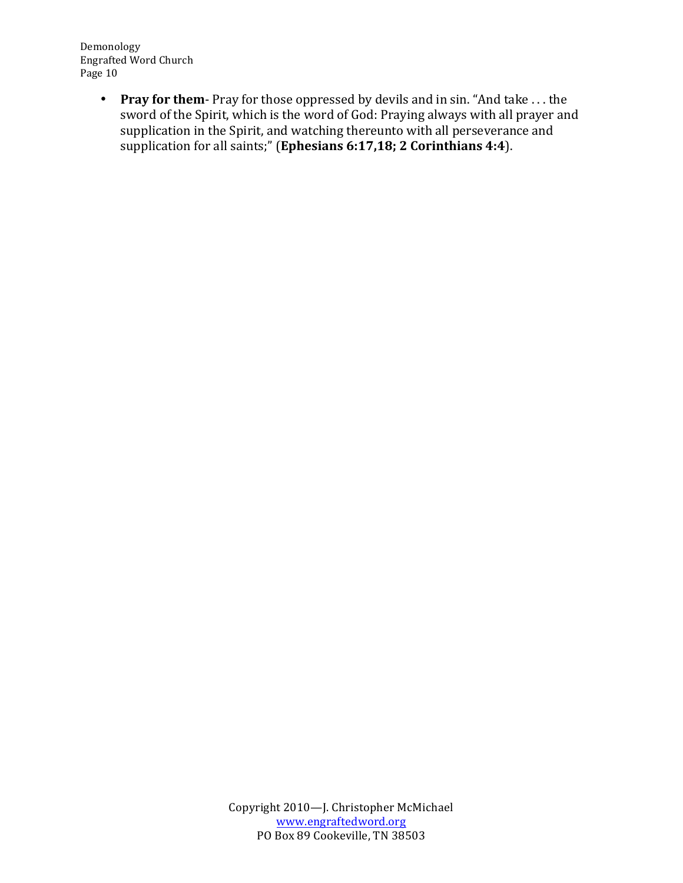- **Pray for them**- Pray for those oppressed by devils and in sin. “And take . . . the sword of the Spirit, which is the word of God: Praying always with all prayer and supplication in the Spirit, and watching thereunto with all perseverance and supplication for all saints;” (**Ephesians 6:17,18; 2 Corinthians 4:4**).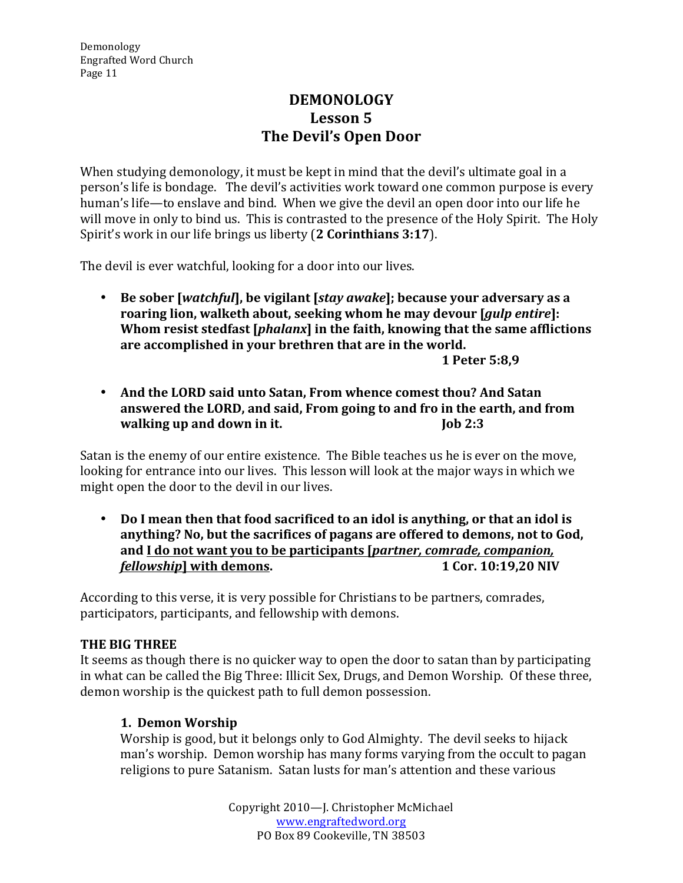# DEMONOLOGY
## Lesson 5
## The Devil's Open Door

When studying demonology, it must be kept in mind that the devil's ultimate goal in a person's life is bondage. The devil's activities work toward one common purpose is every human's life—to enslave and bind. When we give the devil an open door into our life he will move in only to bind us. This is contrasted to the presence of the Holy Spirit. The Holy Spirit's work in our life brings us liberty (**2 Corinthians 3:17**).

The devil is ever watchful, looking for a door into our lives.

- **Be sober [*watchful*], be vigilant [*stay awake*]; because your adversary as a roaring lion, walketh about, seeking whom he may devour [*gulp entire*]: Whom resist stedfast [*phalanx*] in the faith, knowing that the same afflictions are accomplished in your brethren that are in the world.**
  **1 Peter 5:8,9**

- **And the LORD said unto Satan, From whence comest thou? And Satan answered the LORD, and said, From going to and fro in the earth, and from walking up and down in it.** **Job 2:3**

Satan is the enemy of our entire existence. The Bible teaches us he is ever on the move, looking for entrance into our lives. This lesson will look at the major ways in which we might open the door to the devil in our lives.

- **Do I mean then that food sacrificed to an idol is anything, or that an idol is anything? No, but the sacrifices of pagans are offered to demons, not to God, and <u>I do not want you to be participants [*partner, comrade, companion, fellowship*] with demons</u>.** **1 Cor. 10:19,20 NIV**

According to this verse, it is very possible for Christians to be partners, comrades, participators, participants, and fellowship with demons.

**THE BIG THREE**
It seems as though there is no quicker way to open the door to satan than by participating in what can be called the Big Three: Illicit Sex, Drugs, and Demon Worship. Of these three, demon worship is the quickest path to full demon possession.

**1. Demon Worship**
Worship is good, but it belongs only to God Almighty. The devil seeks to hijack man's worship. Demon worship has many forms varying from the occult to pagan religions to pure Satanism. Satan lusts for man's attention and these various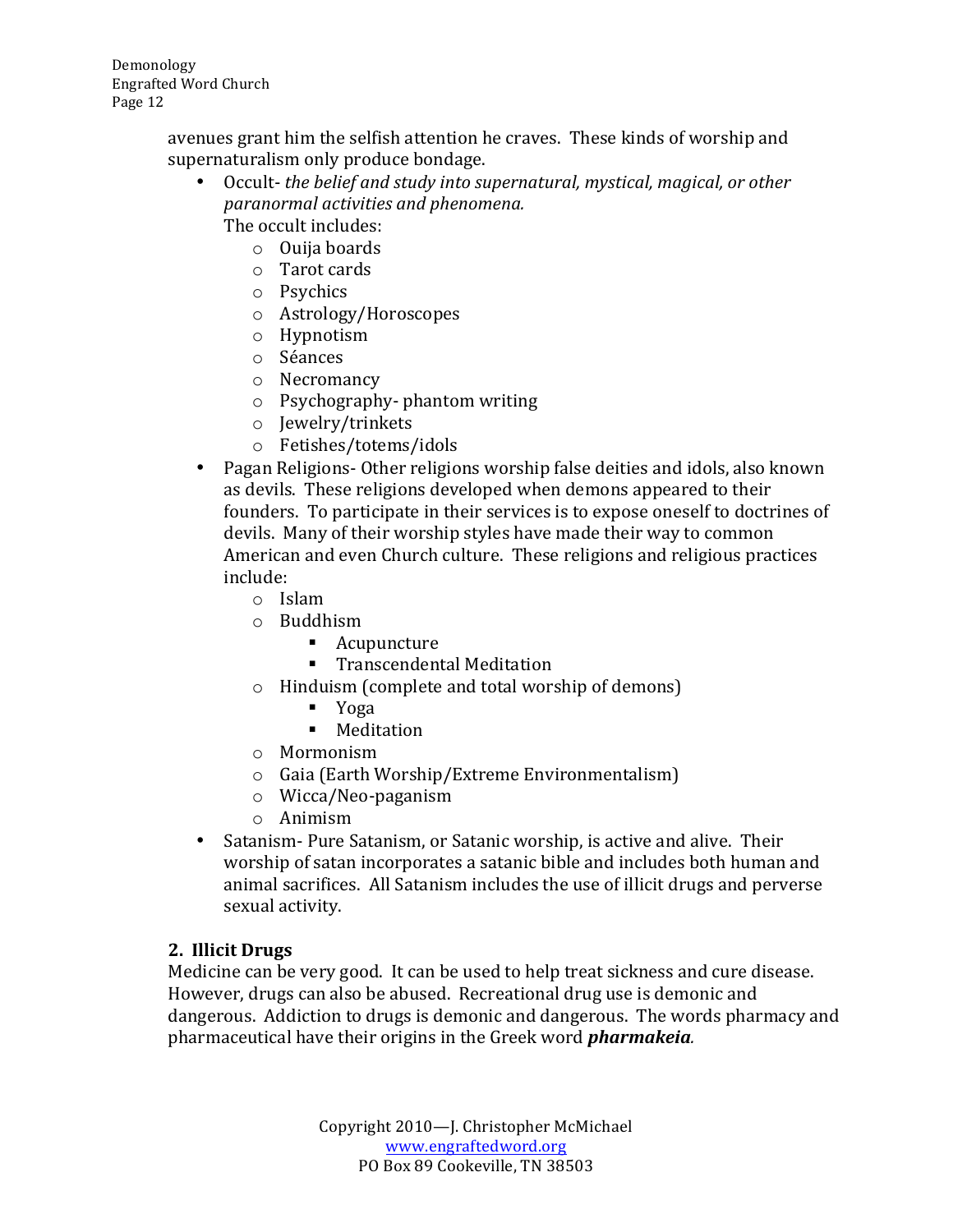avenues grant him the selfish attention he craves. These kinds of worship and supernaturalism only produce bondage.

- Occult- *the belief and study into supernatural, mystical, magical, or other paranormal activities and phenomena.*
  The occult includes:
  - Ouija boards
  - Tarot cards
  - Psychics
  - Astrology/Horoscopes
  - Hypnotism
  - Séances
  - Necromancy
  - Psychography- phantom writing
  - Jewelry/trinkets
  - Fetishes/totems/idols
- Pagan Religions- Other religions worship false deities and idols, also known as devils. These religions developed when demons appeared to their founders. To participate in their services is to expose oneself to doctrines of devils. Many of their worship styles have made their way to common American and even Church culture. These religions and religious practices include:
  - Islam
  - Buddhism
    - Acupuncture
    - Transcendental Meditation
  - Hinduism (complete and total worship of demons)
    - Yoga
    - Meditation
  - Mormonism
  - Gaia (Earth Worship/Extreme Environmentalism)
  - Wicca/Neo-paganism
  - Animism
- Satanism- Pure Satanism, or Satanic worship, is active and alive. Their worship of satan incorporates a satanic bible and includes both human and animal sacrifices. All Satanism includes the use of illicit drugs and perverse sexual activity.

**2. Illicit Drugs**

Medicine can be very good. It can be used to help treat sickness and cure disease. However, drugs can also be abused. Recreational drug use is demonic and dangerous. Addiction to drugs is demonic and dangerous. The words pharmacy and pharmaceutical have their origins in the Greek word ***pharmakeia****.*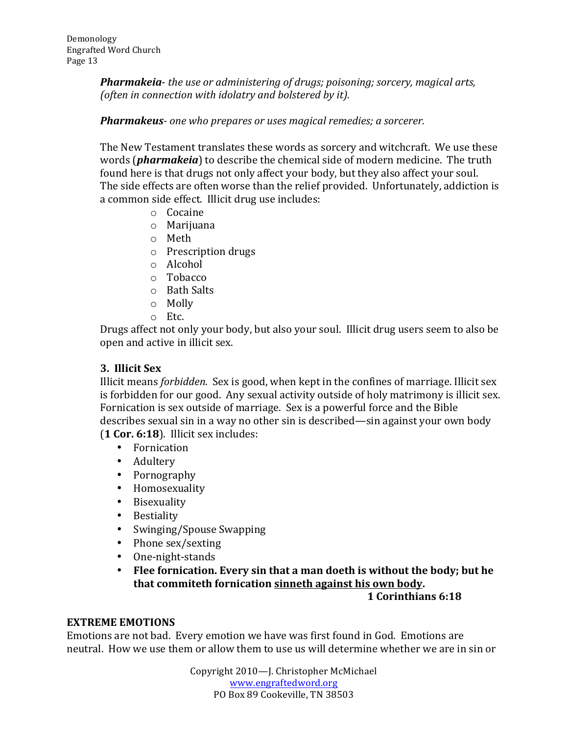***Pharmakeia***- *the use or administering of drugs; poisoning; sorcery, magical arts, (often in connection with idolatry and bolstered by it).*

***Pharmakeus***- *one who prepares or uses magical remedies; a sorcerer.*

The New Testament translates these words as sorcery and witchcraft. We use these words (***pharmakeia***) to describe the chemical side of modern medicine. The truth found here is that drugs not only affect your body, but they also affect your soul. The side effects are often worse than the relief provided. Unfortunately, addiction is a common side effect. Illicit drug use includes:

- Cocaine
- Marijuana
- Meth
- Prescription drugs
- Alcohol
- Tobacco
- Bath Salts
- Molly
- Etc.

Drugs affect not only your body, but also your soul. Illicit drug users seem to also be open and active in illicit sex.

### 3. Illicit Sex

Illicit means *forbidden.* Sex is good, when kept in the confines of marriage. Illicit sex is forbidden for our good. Any sexual activity outside of holy matrimony is illicit sex. Fornication is sex outside of marriage. Sex is a powerful force and the Bible describes sexual sin in a way no other sin is described—sin against your own body (**1 Cor. 6:18**). Illicit sex includes:

- Fornication
- Adultery
- Pornography
- Homosexuality
- Bisexuality
- Bestiality
- Swinging/Spouse Swapping
- Phone sex/sexting
- One-night-stands
- **Flee fornication. Every sin that a man doeth is without the body; but he that commiteth fornication <u>sinneth against his own body</u>.**

**1 Corinthians 6:18**

## EXTREME EMOTIONS

Emotions are not bad. Every emotion we have was first found in God. Emotions are neutral. How we use them or allow them to use us will determine whether we are in sin or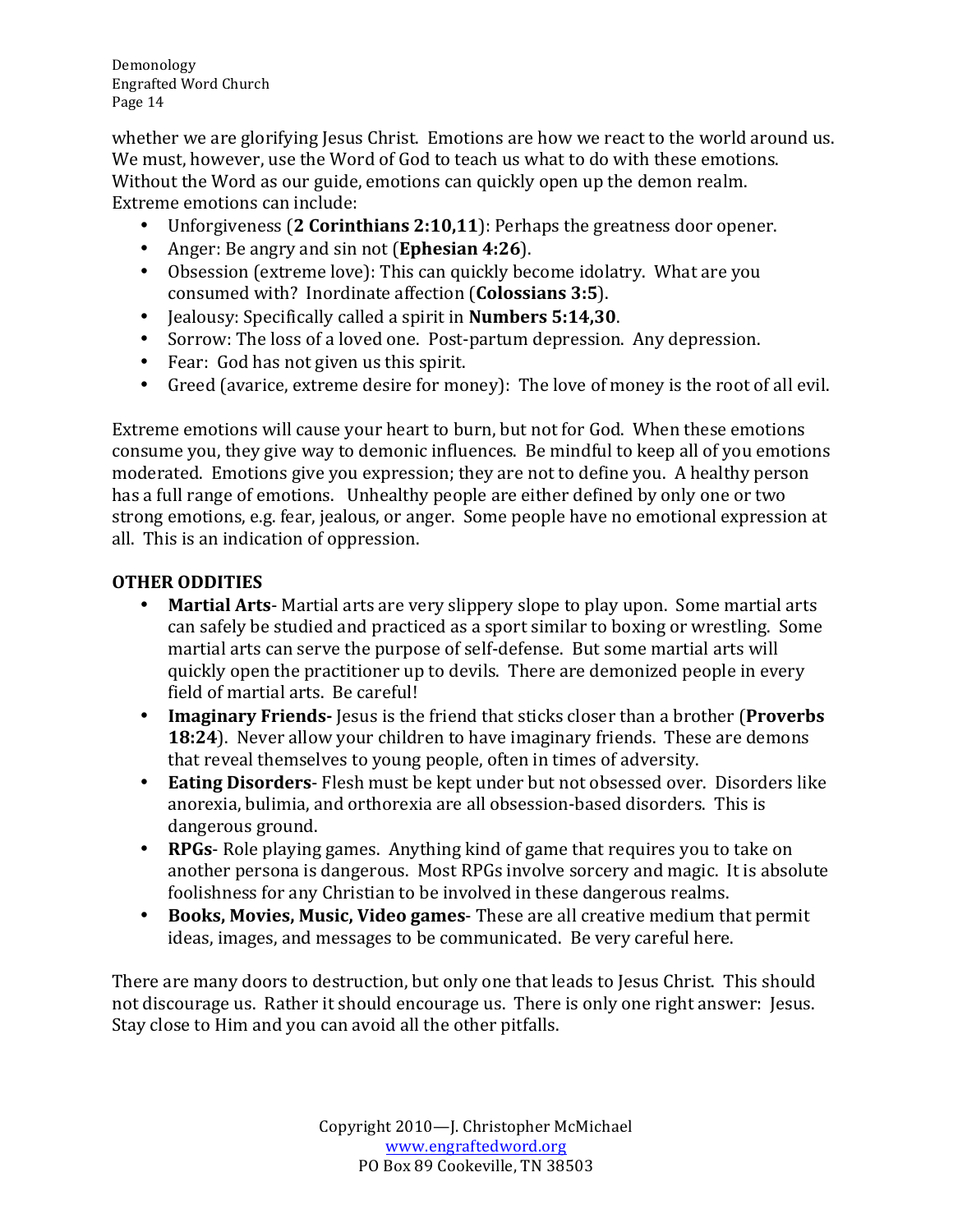whether we are glorifying Jesus Christ. Emotions are how we react to the world around us. We must, however, use the Word of God to teach us what to do with these emotions. Without the Word as our guide, emotions can quickly open up the demon realm. Extreme emotions can include:

- Unforgiveness (**2 Corinthians 2:10,11**): Perhaps the greatness door opener.
- Anger: Be angry and sin not (**Ephesian 4:26**).
- Obsession (extreme love): This can quickly become idolatry. What are you consumed with? Inordinate affection (**Colossians 3:5**).
- Jealousy: Specifically called a spirit in **Numbers 5:14,30**.
- Sorrow: The loss of a loved one. Post-partum depression. Any depression.
- Fear: God has not given us this spirit.
- Greed (avarice, extreme desire for money): The love of money is the root of all evil.

Extreme emotions will cause your heart to burn, but not for God. When these emotions consume you, they give way to demonic influences. Be mindful to keep all of you emotions moderated. Emotions give you expression; they are not to define you. A healthy person has a full range of emotions. Unhealthy people are either defined by only one or two strong emotions, e.g. fear, jealous, or anger. Some people have no emotional expression at all. This is an indication of oppression.

**OTHER ODDITIES**

- **Martial Arts**- Martial arts are very slippery slope to play upon. Some martial arts can safely be studied and practiced as a sport similar to boxing or wrestling. Some martial arts can serve the purpose of self-defense. But some martial arts will quickly open the practitioner up to devils. There are demonized people in every field of martial arts. Be careful!
- **Imaginary Friends-** Jesus is the friend that sticks closer than a brother (**Proverbs 18:24**). Never allow your children to have imaginary friends. These are demons that reveal themselves to young people, often in times of adversity.
- **Eating Disorders**- Flesh must be kept under but not obsessed over. Disorders like anorexia, bulimia, and orthorexia are all obsession-based disorders. This is dangerous ground.
- **RPGs**- Role playing games. Anything kind of game that requires you to take on another persona is dangerous. Most RPGs involve sorcery and magic. It is absolute foolishness for any Christian to be involved in these dangerous realms.
- **Books, Movies, Music, Video games**- These are all creative medium that permit ideas, images, and messages to be communicated. Be very careful here.

There are many doors to destruction, but only one that leads to Jesus Christ. This should not discourage us. Rather it should encourage us. There is only one right answer: Jesus. Stay close to Him and you can avoid all the other pitfalls.